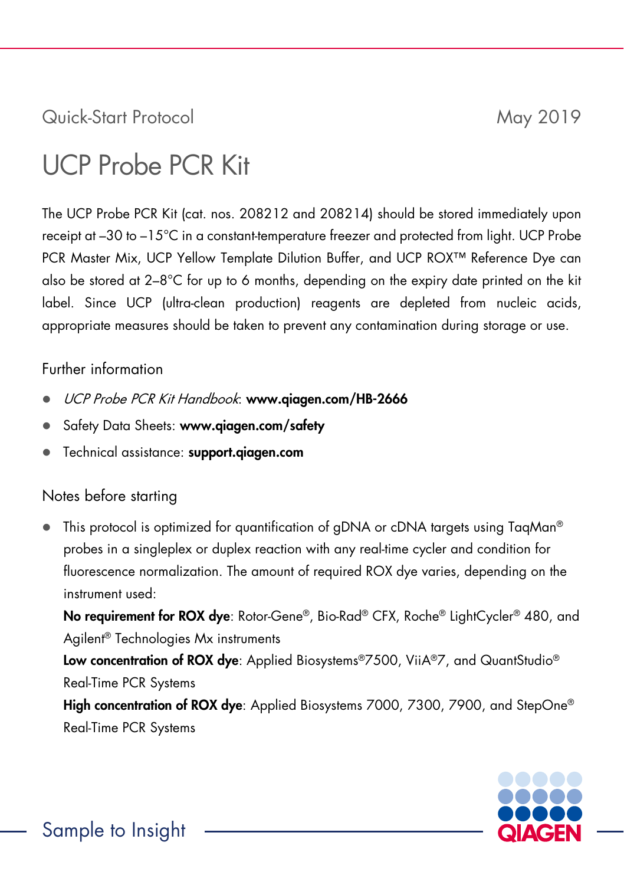Quick-Start Protocol May 2019

# UCP Probe PCR Kit

The UCP Probe PCR Kit (cat. nos. 208212 and 208214) should be stored immediately upon receipt at –30 to –15°C in a constant-temperature freezer and protected from light. UCP Probe PCR Master Mix, UCP Yellow Template Dilution Buffer, and UCP ROX™ Reference Dye can also be stored at 2–8°C for up to 6 months, depending on the expiry date printed on the kit label. Since UCP (ultra-clean production) reagents are depleted from nucleic acids, appropriate measures should be taken to prevent any contamination during storage or use.

## Further information

- *UCP Probe PCR Kit Handbook*: **www.qiagen.com/HB-2666**
- Safety Data Sheets: **www.qiagen.com/safety**
- Technical assistance: **support.qiagen.com**

## Notes before starting

- This protocol is optimized for quantification of gDNA or cDNA targets using TaqMan® probes in a singleplex or duplex reaction with any real-time cycler and condition for fluorescence normalization. The amount of required ROX dye varies, depending on the instrument used:

  **No requirement for ROX dye**: Rotor-Gene®, Bio-Rad® CFX, Roche® LightCycler® 480, and Agilent® Technologies Mx instruments

  **Low concentration of ROX dye**: Applied Biosystems®7500, ViiA®7, and QuantStudio® Real-Time PCR Systems

  **High concentration of ROX dye**: Applied Biosystems 7000, 7300, 7900, and StepOne® Real-Time PCR Systems

Sample to Insight

QIAGEN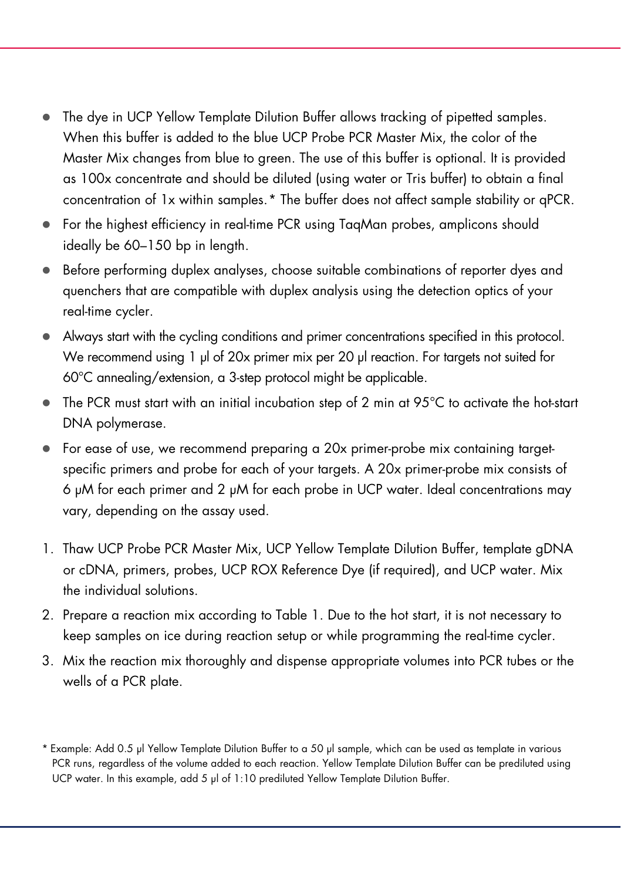- The dye in UCP Yellow Template Dilution Buffer allows tracking of pipetted samples. When this buffer is added to the blue UCP Probe PCR Master Mix, the color of the Master Mix changes from blue to green. The use of this buffer is optional. It is provided as 100x concentrate and should be diluted (using water or Tris buffer) to obtain a final concentration of 1x within samples.* The buffer does not affect sample stability or qPCR.
- For the highest efficiency in real-time PCR using TaqMan probes, amplicons should ideally be 60–150 bp in length.
- Before performing duplex analyses, choose suitable combinations of reporter dyes and quenchers that are compatible with duplex analysis using the detection optics of your real-time cycler.
- Always start with the cycling conditions and primer concentrations specified in this protocol. We recommend using 1 µl of 20x primer mix per 20 µl reaction. For targets not suited for 60°C annealing/extension, a 3-step protocol might be applicable.
- The PCR must start with an initial incubation step of 2 min at 95°C to activate the hot-start DNA polymerase.
- For ease of use, we recommend preparing a 20x primer-probe mix containing target-specific primers and probe for each of your targets. A 20x primer-probe mix consists of 6 µM for each primer and 2 µM for each probe in UCP water. Ideal concentrations may vary, depending on the assay used.

1. Thaw UCP Probe PCR Master Mix, UCP Yellow Template Dilution Buffer, template gDNA or cDNA, primers, probes, UCP ROX Reference Dye (if required), and UCP water. Mix the individual solutions.
2. Prepare a reaction mix according to Table 1. Due to the hot start, it is not necessary to keep samples on ice during reaction setup or while programming the real-time cycler.
3. Mix the reaction mix thoroughly and dispense appropriate volumes into PCR tubes or the wells of a PCR plate.

\* Example: Add 0.5 µl Yellow Template Dilution Buffer to a 50 µl sample, which can be used as template in various PCR runs, regardless of the volume added to each reaction. Yellow Template Dilution Buffer can be prediluted using UCP water. In this example, add 5 µl of 1:10 prediluted Yellow Template Dilution Buffer.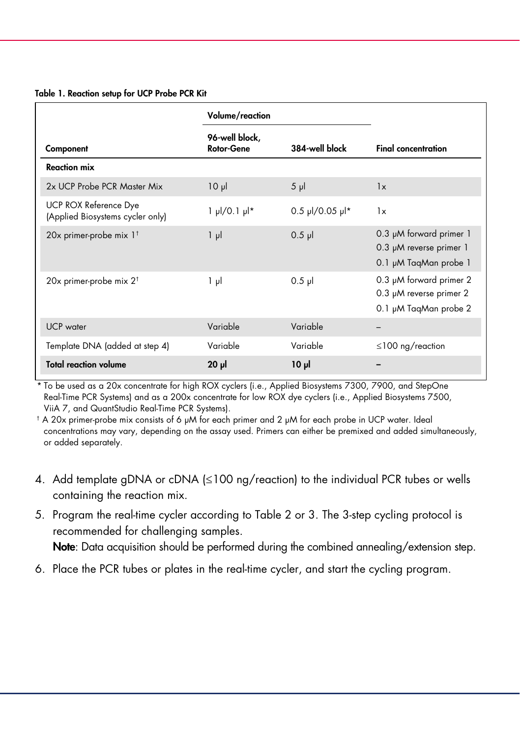**Table 1. Reaction setup for UCP Probe PCR Kit**

| Component | Volume/reaction | | Final concentration |
|---|---|---|---|
| | 96-well block, Rotor-Gene | 384-well block | |
| **Reaction mix** | | | |
| 2x UCP Probe PCR Master Mix | 10 µl | 5 µl | 1x |
| UCP ROX Reference Dye (Applied Biosystems cycler only) | 1 µl/0.1 µl* | 0.5 µl/0.05 µl* | 1x |
| 20x primer-probe mix 1† | 1 µl | 0.5 µl | 0.3 µM forward primer 1<br>0.3 µM reverse primer 1<br>0.1 µM TaqMan probe 1 |
| 20x primer-probe mix 2† | 1 µl | 0.5 µl | 0.3 µM forward primer 2<br>0.3 µM reverse primer 2<br>0.1 µM TaqMan probe 2 |
| UCP water | Variable | Variable | – |
| Template DNA (added at step 4) | Variable | Variable | ≤100 ng/reaction |
| **Total reaction volume** | **20 µl** | **10 µl** | **–** |

\* To be used as a 20x concentrate for high ROX cyclers (i.e., Applied Biosystems 7300, 7900, and StepOne Real-Time PCR Systems) and as a 200x concentrate for low ROX dye cyclers (i.e., Applied Biosystems 7500, ViiA 7, and QuantStudio Real-Time PCR Systems).

† A 20x primer-probe mix consists of 6 µM for each primer and 2 µM for each probe in UCP water. Ideal concentrations may vary, depending on the assay used. Primers can either be premixed and added simultaneously, or added separately.

4. Add template gDNA or cDNA (≤100 ng/reaction) to the individual PCR tubes or wells containing the reaction mix.
5. Program the real-time cycler according to Table 2 or 3. The 3-step cycling protocol is recommended for challenging samples.
   **Note**: Data acquisition should be performed during the combined annealing/extension step.
6. Place the PCR tubes or plates in the real-time cycler, and start the cycling program.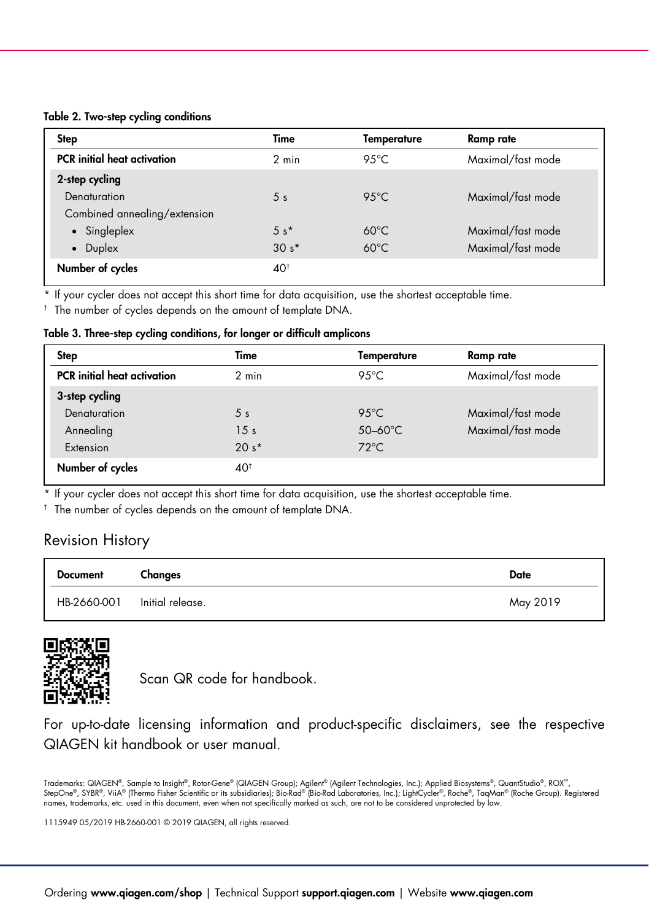**Table 2. Two-step cycling conditions**

| Step | Time | Temperature | Ramp rate |
|---|---|---|---|
| **PCR initial heat activation** | 2 min | 95°C | Maximal/fast mode |
| **2-step cycling** | | | |
| Denaturation | 5 s | 95°C | Maximal/fast mode |
| Combined annealing/extension | | | |
| • Singleplex | 5 s* | 60°C | Maximal/fast mode |
| • Duplex | 30 s* | 60°C | Maximal/fast mode |
| **Number of cycles** | 40† | | |

\* If your cycler does not accept this short time for data acquisition, use the shortest acceptable time.

† The number of cycles depends on the amount of template DNA.

**Table 3. Three-step cycling conditions, for longer or difficult amplicons**

| Step | Time | Temperature | Ramp rate |
|---|---|---|---|
| **PCR initial heat activation** | 2 min | 95°C | Maximal/fast mode |
| **3-step cycling** | | | |
| Denaturation | 5 s | 95°C | Maximal/fast mode |
| Annealing | 15 s | 50–60°C | Maximal/fast mode |
| Extension | 20 s* | 72°C | |
| **Number of cycles** | 40† | | |

\* If your cycler does not accept this short time for data acquisition, use the shortest acceptable time.

† The number of cycles depends on the amount of template DNA.

## Revision History

| Document | Changes | Date |
|---|---|---|
| HB-2660-001 | Initial release. | May 2019 |

Scan QR code for handbook.

For up-to-date licensing information and product-specific disclaimers, see the respective QIAGEN kit handbook or user manual.

Trademarks: QIAGEN®, Sample to Insight®, Rotor-Gene® (QIAGEN Group); Agilent® (Agilent Technologies, Inc.); Applied Biosystems®, QuantStudio®, ROX™, StepOne®, SYBR®, ViiA® (Thermo Fisher Scientific or its subsidiaries); Bio-Rad® (Bio-Rad Laboratories, Inc.); LightCycler®, Roche®, TaqMan® (Roche Group). Registered names, trademarks, etc. used in this document, even when not specifically marked as such, are not to be considered unprotected by law.

1115949 05/2019 HB-2660-001 © 2019 QIAGEN, all rights reserved.

Ordering **www.qiagen.com/shop** | Technical Support **support.qiagen.com** | Website **www.qiagen.com**